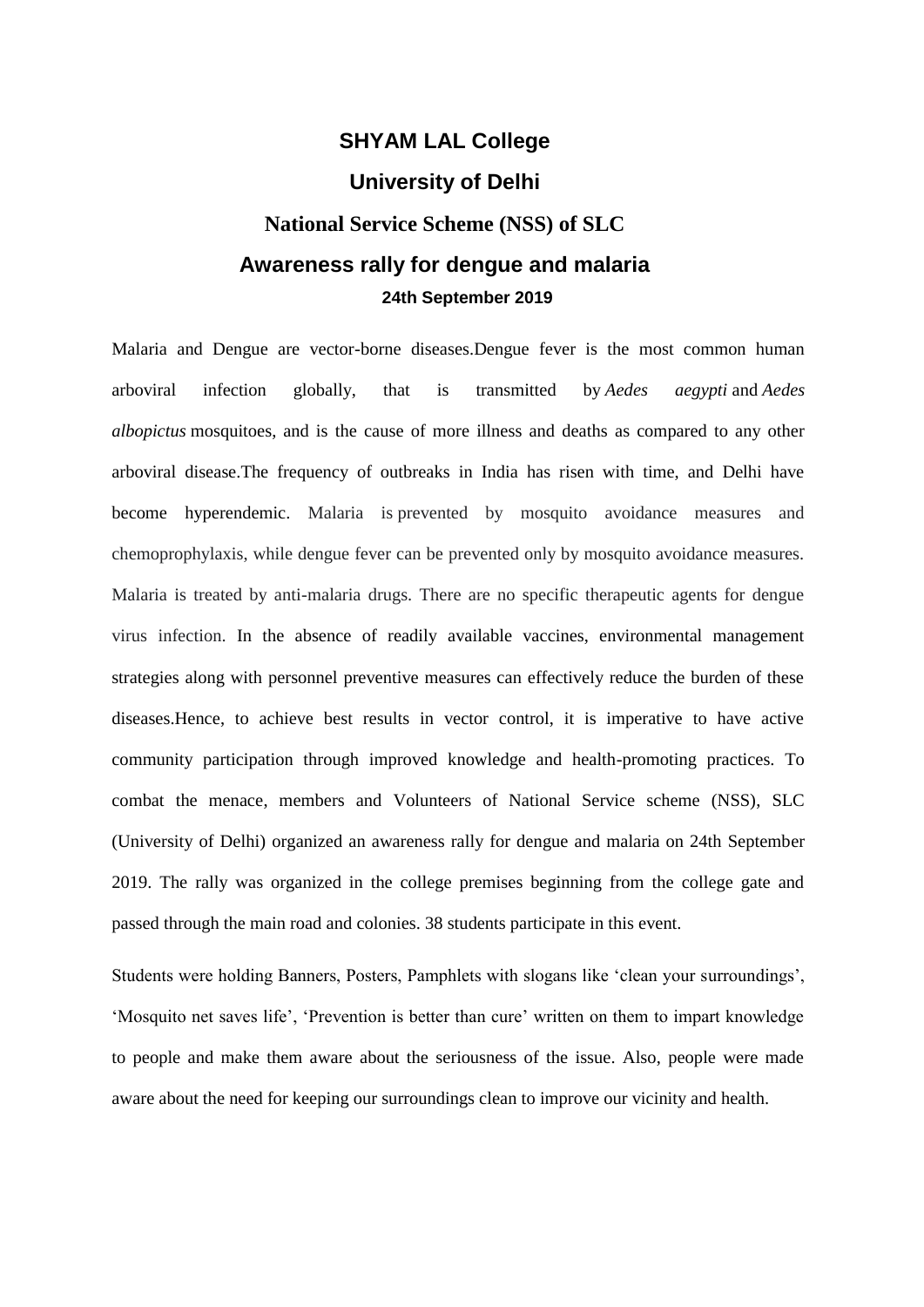# SHYAM LAL College

## University of Delhi

## National Service Scheme (NSS) of SLC

## Awareness rally for dengue and malaria

**24th September 2019**

Malaria and Dengue are vector-borne diseases.Dengue fever is the most common human arboviral infection globally, that is transmitted by *Aedes aegypti* and *Aedes albopictus* mosquitoes, and is the cause of more illness and deaths as compared to any other arboviral disease.The frequency of outbreaks in India has risen with time, and Delhi have become hyperendemic. Malaria is prevented by mosquito avoidance measures and chemoprophylaxis, while dengue fever can be prevented only by mosquito avoidance measures. Malaria is treated by anti-malaria drugs. There are no specific therapeutic agents for dengue virus infection. In the absence of readily available vaccines, environmental management strategies along with personnel preventive measures can effectively reduce the burden of these diseases.Hence, to achieve best results in vector control, it is imperative to have active community participation through improved knowledge and health-promoting practices. To combat the menace, members and Volunteers of National Service scheme (NSS), SLC (University of Delhi) organized an awareness rally for dengue and malaria on 24th September 2019. The rally was organized in the college premises beginning from the college gate and passed through the main road and colonies. 38 students participate in this event.

Students were holding Banners, Posters, Pamphlets with slogans like 'clean your surroundings', 'Mosquito net saves life', 'Prevention is better than cure' written on them to impart knowledge to people and make them aware about the seriousness of the issue. Also, people were made aware about the need for keeping our surroundings clean to improve our vicinity and health.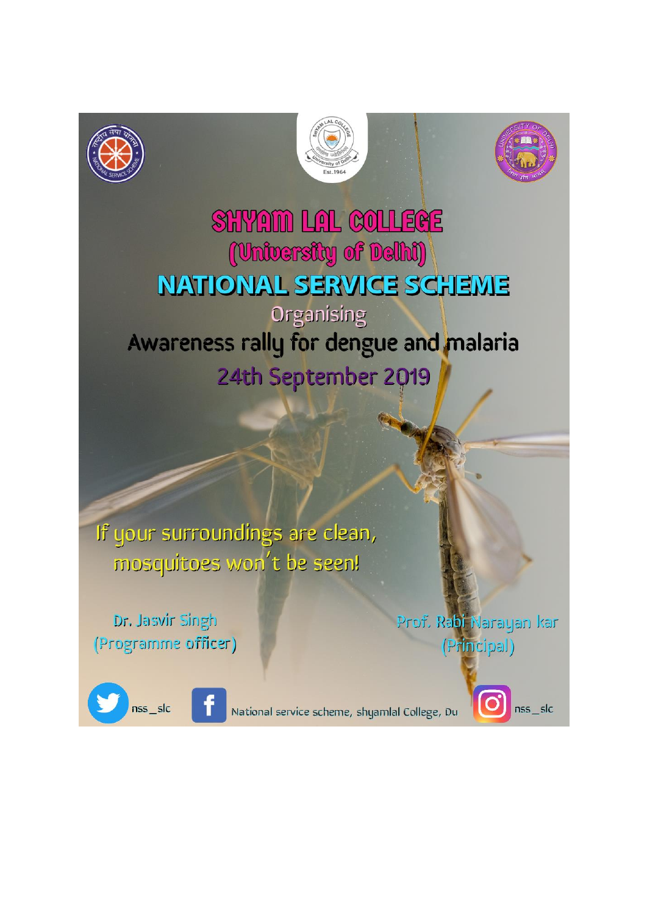# SHYAM LAL COLLEGE

## (University of Delhi)

## NATIONAL SERVICE SCHEME

Organising

Awareness rally for dengue and malaria

24th September 2019

If your surroundings are clean, mosquitoes won't be seen!

Dr. Jasvir Singh
(Programme officer)

Prof. Rabi Narayan kar
(Principal)

nss_slc

National service scheme, shyamlal College, Du

nss_slc